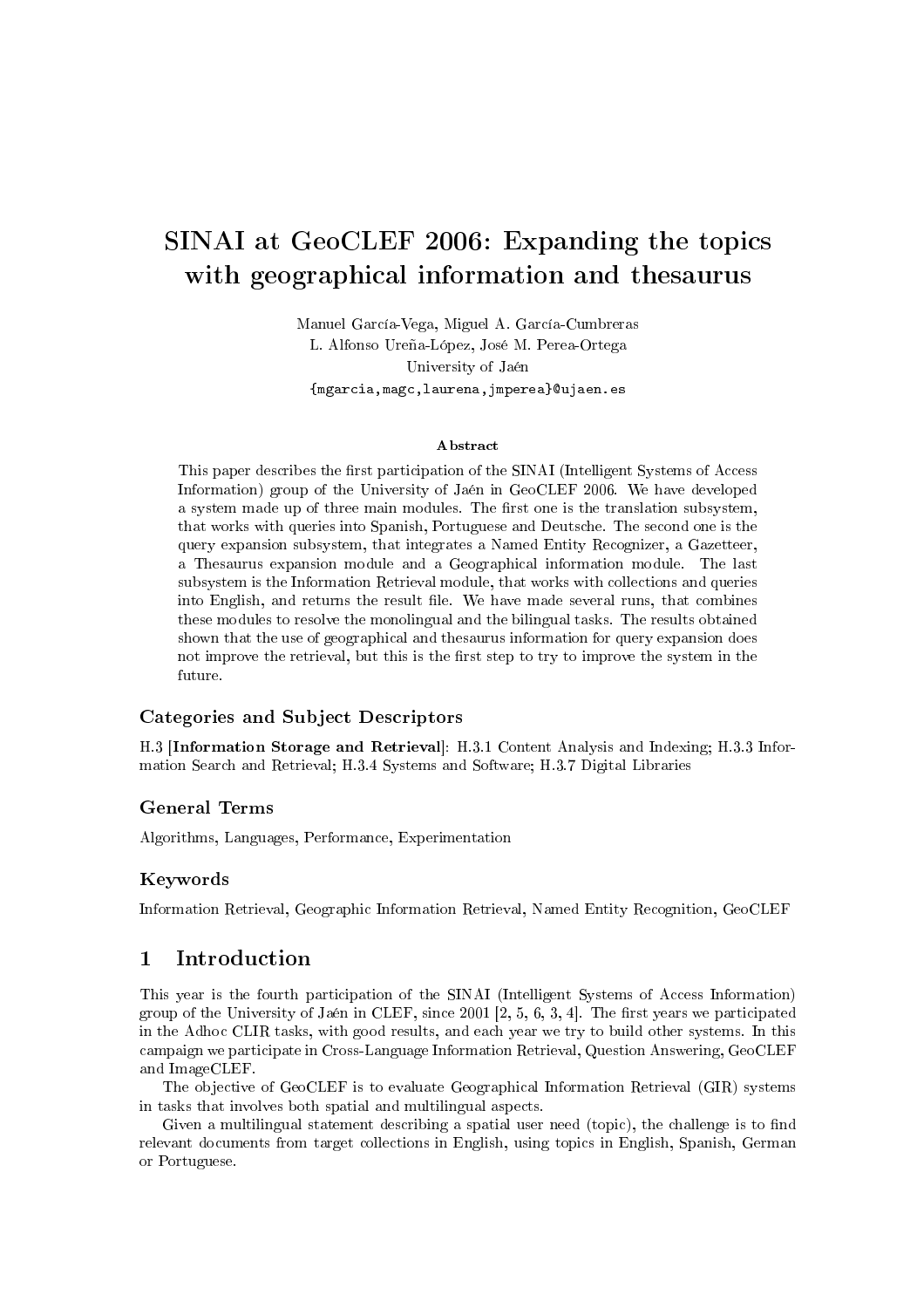# SINAI at GeoCLEF 2006: Expanding the topics with geographical information and thesaurus

Manuel García-Vega, Miguel A. García-Cumbreras
L. Alfonso Ureña-López, José M. Perea-Ortega
University of Jaén
{mgarcia,magc,laurena,jmperea}@ujaen.es

### Abstract

This paper describes the first participation of the SINAI (Intelligent Systems of Access Information) group of the University of Jaén in GeoCLEF 2006. We have developed a system made up of three main modules. The first one is the translation subsystem, that works with queries into Spanish, Portuguese and Deutsche. The second one is the query expansion subsystem, that integrates a Named Entity Recognizer, a Gazetteer, a Thesaurus expansion module and a Geographical information module. The last subsystem is the Information Retrieval module, that works with collections and queries into English, and returns the result file. We have made several runs, that combines these modules to resolve the monolingual and the bilingual tasks. The results obtained shown that the use of geographical and thesaurus information for query expansion does not improve the retrieval, but this is the first step to try to improve the system in the future.

### Categories and Subject Descriptors

H.3 [**Information Storage and Retrieval**]: H.3.1 Content Analysis and Indexing; H.3.3 Information Search and Retrieval; H.3.4 Systems and Software; H.3.7 Digital Libraries

### General Terms

Algorithms, Languages, Performance, Experimentation

### Keywords

Information Retrieval, Geographic Information Retrieval, Named Entity Recognition, GeoCLEF

## 1 Introduction

This year is the fourth participation of the SINAI (Intelligent Systems of Access Information) group of the University of Jaén in CLEF, since 2001 [2, 5, 6, 3, 4]. The first years we participated in the Adhoc CLIR tasks, with good results, and each year we try to build other systems. In this campaign we participate in Cross-Language Information Retrieval, Question Answering, GeoCLEF and ImageCLEF.

The objective of GeoCLEF is to evaluate Geographical Information Retrieval (GIR) systems in tasks that involves both spatial and multilingual aspects.

Given a multilingual statement describing a spatial user need (topic), the challenge is to find relevant documents from target collections in English, using topics in English, Spanish, German or Portuguese.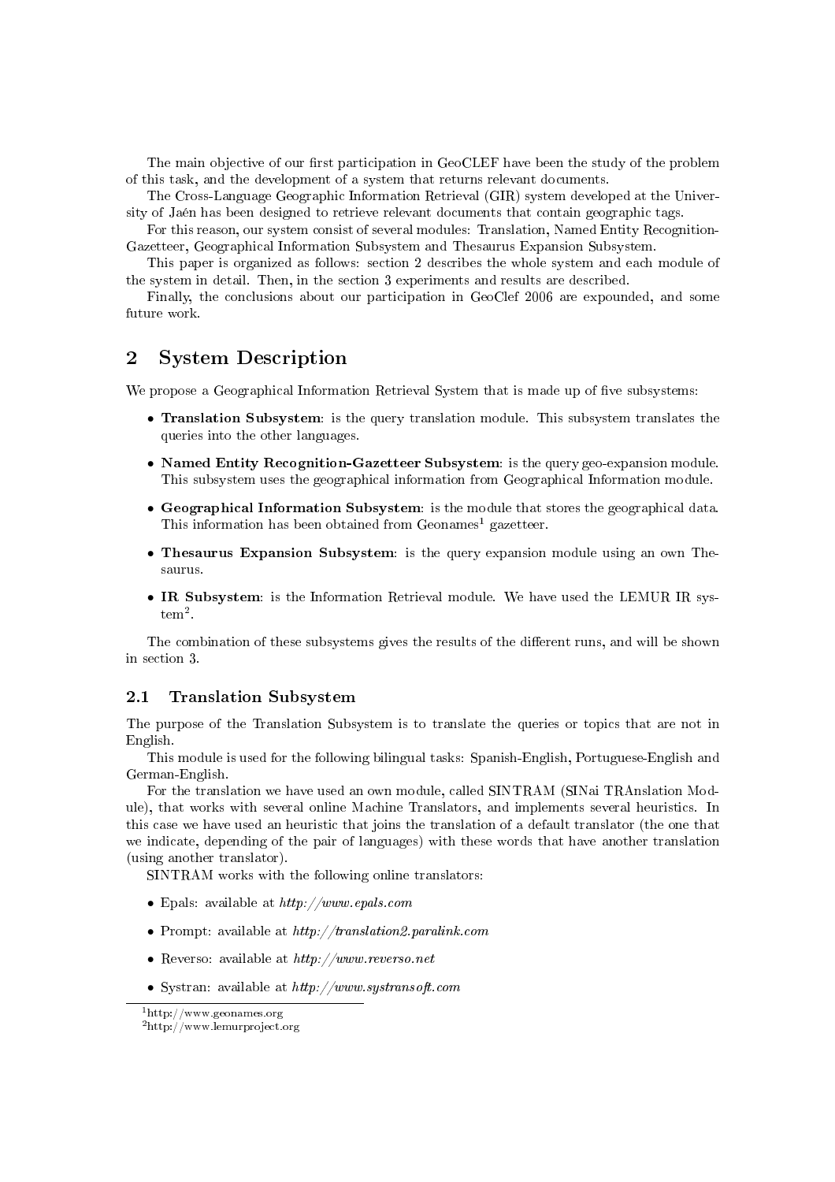The main objective of our first participation in GeoCLEF have been the study of the problem of this task, and the development of a system that returns relevant documents.

The Cross-Language Geographic Information Retrieval (GIR) system developed at the University of Jaén has been designed to retrieve relevant documents that contain geographic tags.

For this reason, our system consist of several modules: Translation, Named Entity Recognition-Gazetteer, Geographical Information Subsystem and Thesaurus Expansion Subsystem.

This paper is organized as follows: section 2 describes the whole system and each module of the system in detail. Then, in the section 3 experiments and results are described.

Finally, the conclusions about our participation in GeoClef 2006 are expounded, and some future work.

## 2 System Description

We propose a Geographical Information Retrieval System that is made up of five subsystems:

- **Translation Subsystem**: is the query translation module. This subsystem translates the queries into the other languages.
- **Named Entity Recognition-Gazetteer Subsystem**: is the query geo-expansion module. This subsystem uses the geographical information from Geographical Information module.
- **Geographical Information Subsystem**: is the module that stores the geographical data. This information has been obtained from Geonames[1] gazetteer.
- **Thesaurus Expansion Subsystem**: is the query expansion module using an own Thesaurus.
- **IR Subsystem**: is the Information Retrieval module. We have used the LEMUR IR system[2].

The combination of these subsystems gives the results of the different runs, and will be shown in section 3.

### 2.1 Translation Subsystem

The purpose of the Translation Subsystem is to translate the queries or topics that are not in English.

This module is used for the following bilingual tasks: Spanish-English, Portuguese-English and German-English.

For the translation we have used an own module, called SINTRAM (SINai TRAnslation Module), that works with several online Machine Translators, and implements several heuristics. In this case we have used an heuristic that joins the translation of a default translator (the one that we indicate, depending of the pair of languages) with these words that have another translation (using another translator).

SINTRAM works with the following online translators:

- Epals: available at *http://www.epals.com*
- Prompt: available at *http://translation2.paralink.com*
- Reverso: available at *http://www.reverso.net*
- Systran: available at *http://www.systransoft.com*

[1] http://www.geonames.org

[2] http://www.lemurproject.org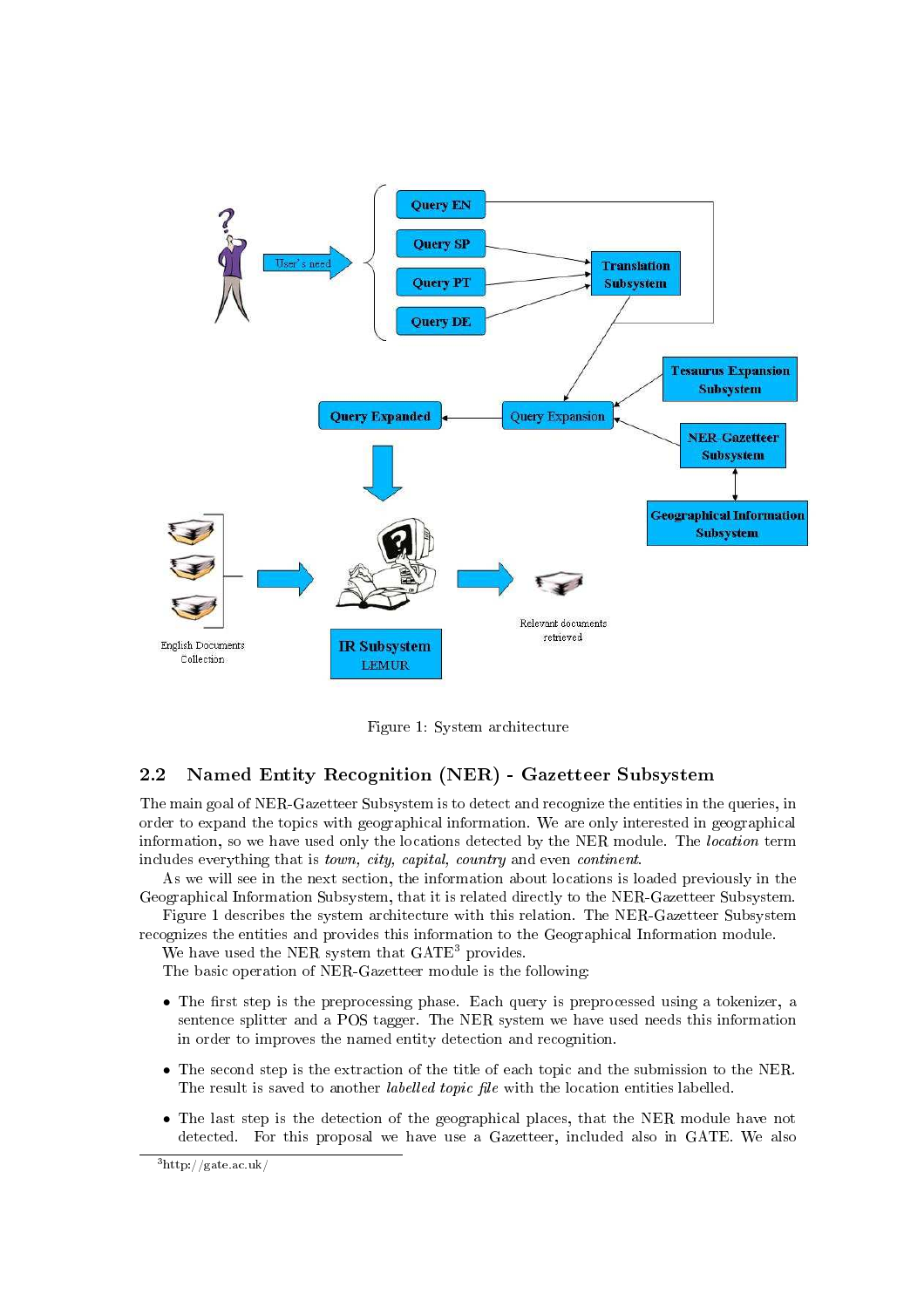Figure 1: System architecture

## 2.2 Named Entity Recognition (NER) - Gazetteer Subsystem

The main goal of NER-Gazetteer Subsystem is to detect and recognize the entities in the queries, in order to expand the topics with geographical information. We are only interested in geographical information, so we have used only the locations detected by the NER module. The *location* term includes everything that is *town, city, capital, country* and even *continent*.

As we will see in the next section, the information about locations is loaded previously in the Geographical Information Subsystem, that it is related directly to the NER-Gazetteer Subsystem.

Figure 1 describes the system architecture with this relation. The NER-Gazetteer Subsystem recognizes the entities and provides this information to the Geographical Information module.

We have used the NER system that GATE[3] provides.

The basic operation of NER-Gazetteer module is the following:

- The first step is the preprocessing phase. Each query is preprocessed using a tokenizer, a sentence splitter and a POS tagger. The NER system we have used needs this information in order to improves the named entity detection and recognition.
- The second step is the extraction of the title of each topic and the submission to the NER. The result is saved to another *labelled topic file* with the location entities labelled.
- The last step is the detection of the geographical places, that the NER module have not detected. For this proposal we have use a Gazetteer, included also in GATE. We also

[3] http://gate.ac.uk/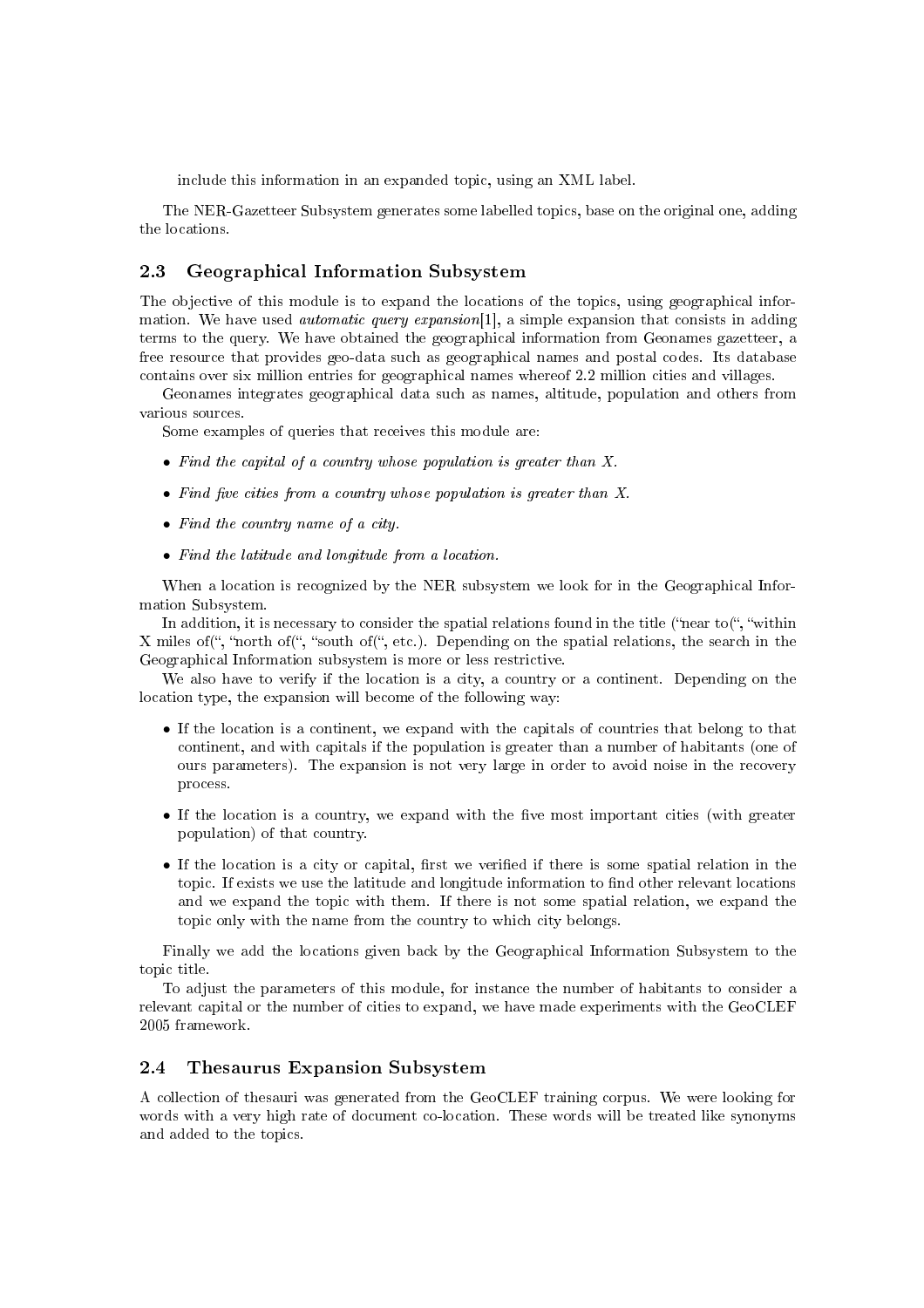include this information in an expanded topic, using an XML label.

The NER-Gazetteer Subsystem generates some labelled topics, base on the original one, adding the locations.

### 2.3 Geographical Information Subsystem

The objective of this module is to expand the locations of the topics, using geographical information. We have used *automatic query expansion*[1], a simple expansion that consists in adding terms to the query. We have obtained the geographical information from Geonames gazetteer, a free resource that provides geo-data such as geographical names and postal codes. Its database contains over six million entries for geographical names whereof 2.2 million cities and villages.

Geonames integrates geographical data such as names, altitude, population and others from various sources.

Some examples of queries that receives this module are:

- *Find the capital of a country whose population is greater than X.*
- *Find five cities from a country whose population is greater than X.*
- *Find the country name of a city.*
- *Find the latitude and longitude from a location.*

When a location is recognized by the NER subsystem we look for in the Geographical Information Subsystem.

In addition, it is necessary to consider the spatial relations found in the title ("near to(", "within X miles of(", "north of(", "south of(", etc.). Depending on the spatial relations, the search in the Geographical Information subsystem is more or less restrictive.

We also have to verify if the location is a city, a country or a continent. Depending on the location type, the expansion will become of the following way:

- If the location is a continent, we expand with the capitals of countries that belong to that continent, and with capitals if the population is greater than a number of habitants (one of ours parameters). The expansion is not very large in order to avoid noise in the recovery process.
- If the location is a country, we expand with the five most important cities (with greater population) of that country.
- If the location is a city or capital, first we verified if there is some spatial relation in the topic. If exists we use the latitude and longitude information to find other relevant locations and we expand the topic with them. If there is not some spatial relation, we expand the topic only with the name from the country to which city belongs.

Finally we add the locations given back by the Geographical Information Subsystem to the topic title.

To adjust the parameters of this module, for instance the number of habitants to consider a relevant capital or the number of cities to expand, we have made experiments with the GeoCLEF 2005 framework.

### 2.4 Thesaurus Expansion Subsystem

A collection of thesauri was generated from the GeoCLEF training corpus. We were looking for words with a very high rate of document co-location. These words will be treated like synonyms and added to the topics.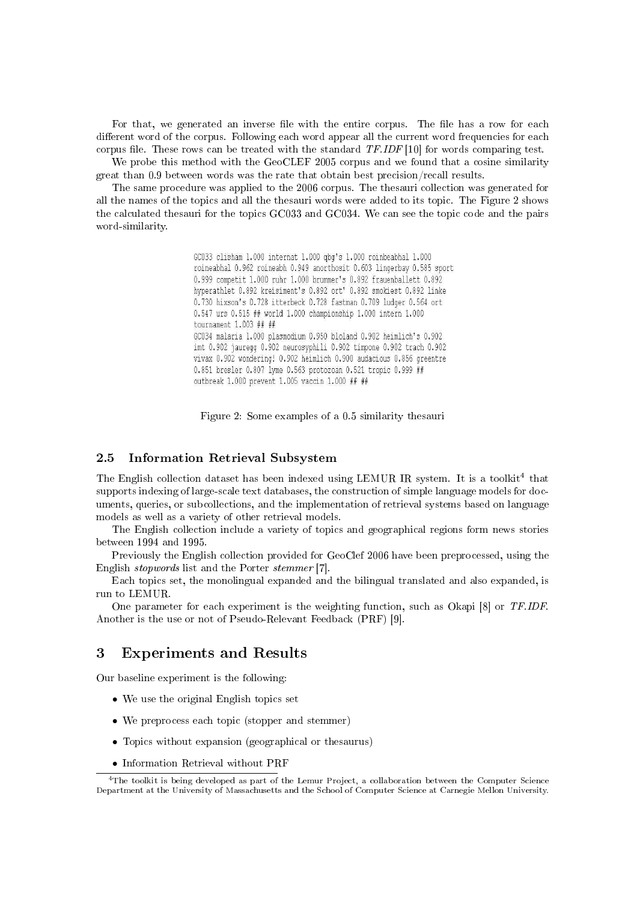For that, we generated an inverse file with the entire corpus. The file has a row for each different word of the corpus. Following each word appear all the current word frequencies for each corpus file. These rows can be treated with the standard *TF.IDF* [10] for words comparing test.

We probe this method with the GeoCLEF 2005 corpus and we found that a cosine similarity great than 0.9 between words was the rate that obtain best precision/recall results.

The same procedure was applied to the 2006 corpus. The thesauri collection was generated for all the names of the topics and all the thesauri words were added to its topic. The Figure 2 shows the calculated thesauri for the topics GC033 and GC034. We can see the topic code and the pairs word-similarity.

```
GC033 clisham 1.000 internat 1.000 qbg's 1.000 roinbeabhal 1.000
roineabhal 0.962 roineabh 0.949 anorthosit 0.603 lingerbay 0.585 sport
0.999 competit 1.000 ruhr 1.000 brummer's 0.892 frauenballett 0.892
hyperathlet 0.892 kreisiment's 0.892 ort' 0.892 smokiest 0.892 linke
0.730 hixson's 0.728 itterbeck 0.728 fastman 0.709 ludger 0.564 ort
0.547 urs 0.515 ## world 1.000 championship 1.000 intern 1.000
tournament 1.003 ## ##
GC034 malaria 1.000 plasmodium 0.950 bloland 0.902 heimlich's 0.902
imt 0.902 jauregg 0.902 neurosyphili 0.902 timpone 0.902 trach 0.902
vivax 0.902 wondering! 0.902 heimlich 0.900 audacious 0.856 greentre
0.851 bresler 0.807 lyme 0.563 protozoan 0.521 tropic 0.999 ##
outbreak 1.000 prevent 1.005 vaccin 1.000 ## ##
```

Figure 2: Some examples of a 0.5 similarity thesauri

### 2.5 Information Retrieval Subsystem

The English collection dataset has been indexed using LEMUR IR system. It is a toolkit[4] that supports indexing of large-scale text databases, the construction of simple language models for documents, queries, or subcollections, and the implementation of retrieval systems based on language models as well as a variety of other retrieval models.

The English collection include a variety of topics and geographical regions form news stories between 1994 and 1995.

Previously the English collection provided for GeoClef 2006 have been preprocessed, using the English *stopwords* list and the Porter *stemmer* [7].

Each topics set, the monolingual expanded and the bilingual translated and also expanded, is run to LEMUR.

One parameter for each experiment is the weighting function, such as Okapi [8] or *TF.IDF*. Another is the use or not of Pseudo-Relevant Feedback (PRF) [9].

## 3 Experiments and Results

Our baseline experiment is the following:

- We use the original English topics set
- We preprocess each topic (stopper and stemmer)
- Topics without expansion (geographical or thesaurus)
- Information Retrieval without PRF

[4] The toolkit is being developed as part of the Lemur Project, a collaboration between the Computer Science Department at the University of Massachusetts and the School of Computer Science at Carnegie Mellon University.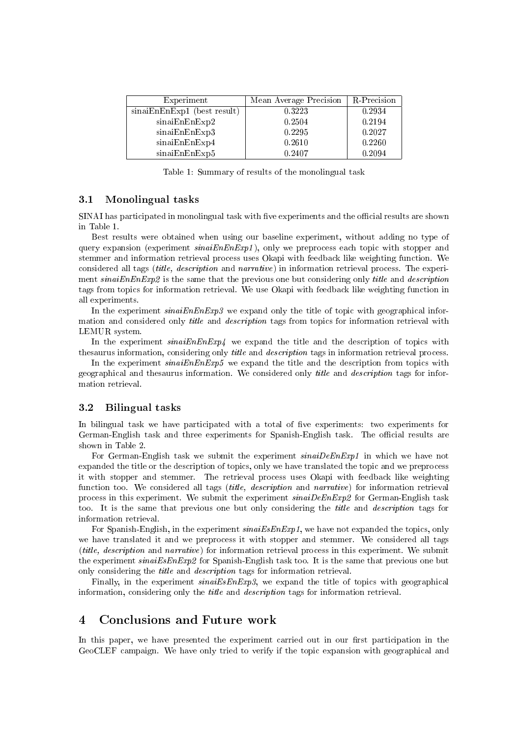| Experiment | Mean Average Precision | R-Precision |
|---|---|---|
| sinaiEnEnExp1 (best result) | 0.3223 | 0.2934 |
| sinaiEnEnExp2 | 0.2504 | 0.2194 |
| sinaiEnEnExp3 | 0.2295 | 0.2027 |
| sinaiEnEnExp4 | 0.2610 | 0.2260 |
| sinaiEnEnExp5 | 0.2407 | 0.2094 |

Table 1: Summary of results of the monolingual task

### 3.1 Monolingual tasks

SINAI has participated in monolingual task with five experiments and the official results are shown in Table 1.

Best results were obtained when using our baseline experiment, without adding no type of query expansion (experiment *sinaiEnEnExp1*), only we preprocess each topic with stopper and stemmer and information retrieval process uses Okapi with feedback like weighting function. We considered all tags (*title, description* and *narrative*) in information retrieval process. The experiment *sinaiEnEnExp2* is the same that the previous one but considering only *title* and *description* tags from topics for information retrieval. We use Okapi with feedback like weighting function in all experiments.

In the experiment *sinaiEnEnExp3* we expand only the title of topic with geographical information and considered only *title* and *description* tags from topics for information retrieval with LEMUR system.

In the experiment *sinaiEnEnExp4* we expand the title and the description of topics with thesaurus information, considering only *title* and *description* tags in information retrieval process.

In the experiment *sinaiEnEnExp5* we expand the title and the description from topics with geographical and thesaurus information. We considered only *title* and *description* tags for information retrieval.

### 3.2 Bilingual tasks

In bilingual task we have participated with a total of five experiments: two experiments for German-English task and three experiments for Spanish-English task. The official results are shown in Table 2.

For German-English task we submit the experiment *sinaiDeEnExp1* in which we have not expanded the title or the description of topics, only we have translated the topic and we preprocess it with stopper and stemmer. The retrieval process uses Okapi with feedback like weighting function too. We considered all tags (*title, description* and *narrative*) for information retrieval process in this experiment. We submit the experiment *sinaiDeEnExp2* for German-English task too. It is the same that previous one but only considering the *title* and *description* tags for information retrieval.

For Spanish-English, in the experiment *sinaiEsEnExp1*, we have not expanded the topics, only we have translated it and we preprocess it with stopper and stemmer. We considered all tags (*title, description* and *narrative*) for information retrieval process in this experiment. We submit the experiment *sinaiEsEnExp2* for Spanish-English task too. It is the same that previous one but only considering the *title* and *description* tags for information retrieval.

Finally, in the experiment *sinaiEsEnExp3*, we expand the title of topics with geographical information, considering only the *title* and *description* tags for information retrieval.

## 4 Conclusions and Future work

In this paper, we have presented the experiment carried out in our first participation in the GeoCLEF campaign. We have only tried to verify if the topic expansion with geographical and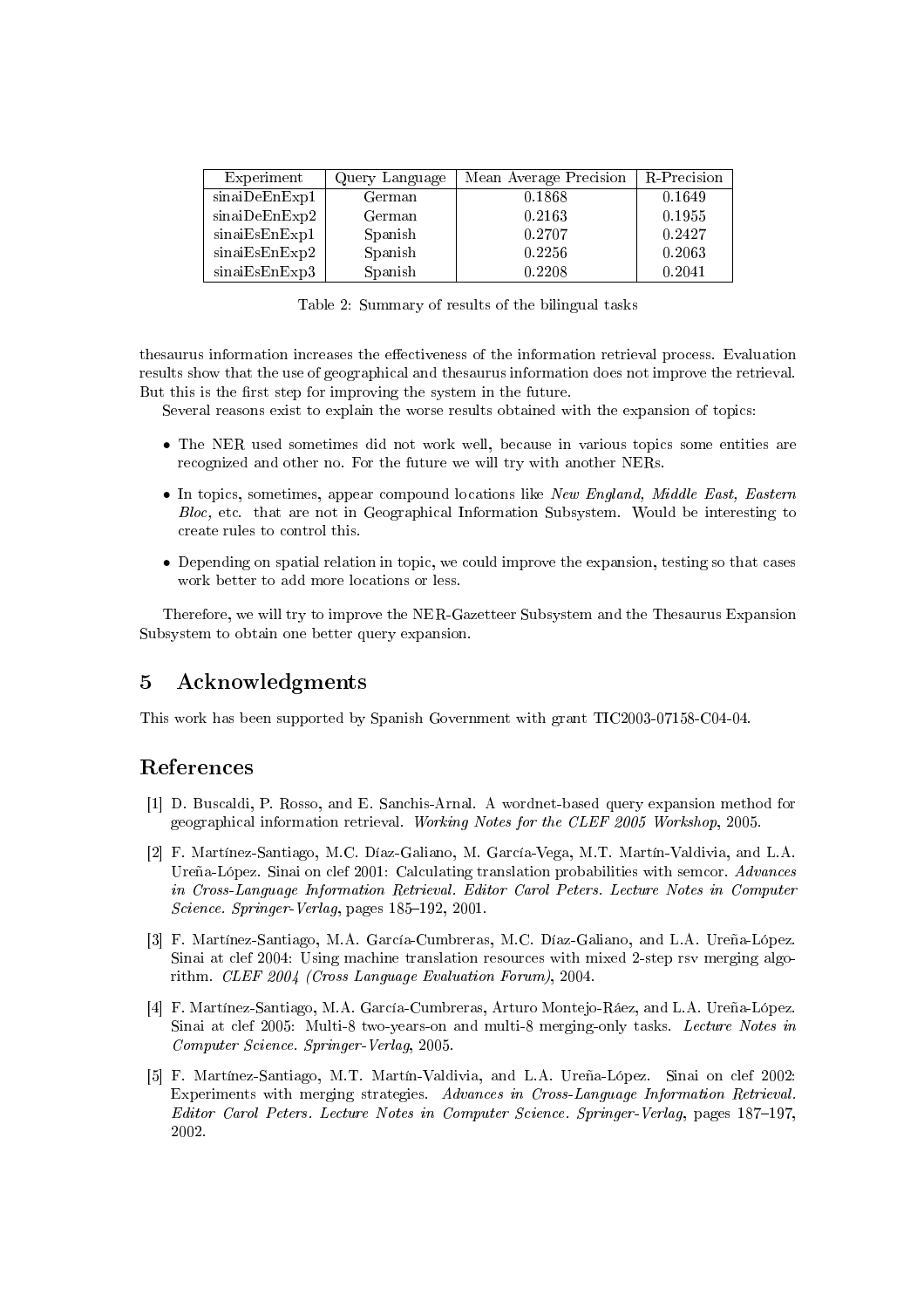| Experiment | Query Language | Mean Average Precision | R-Precision |
|---|---|---|---|
| sinaiDeEnExp1 | German | 0.1868 | 0.1649 |
| sinaiDeEnExp2 | German | 0.2163 | 0.1955 |
| sinaiEsEnExp1 | Spanish | 0.2707 | 0.2427 |
| sinaiEsEnExp2 | Spanish | 0.2256 | 0.2063 |
| sinaiEsEnExp3 | Spanish | 0.2208 | 0.2041 |

Table 2: Summary of results of the bilingual tasks

thesaurus information increases the effectiveness of the information retrieval process. Evaluation results show that the use of geographical and thesaurus information does not improve the retrieval. But this is the first step for improving the system in the future.

Several reasons exist to explain the worse results obtained with the expansion of topics:

- The NER used sometimes did not work well, because in various topics some entities are recognized and other no. For the future we will try with another NERs.
- In topics, sometimes, appear compound locations like *New England, Middle East, Eastern Bloc,* etc. that are not in Geographical Information Subsystem. Would be interesting to create rules to control this.
- Depending on spatial relation in topic, we could improve the expansion, testing so that cases work better to add more locations or less.

Therefore, we will try to improve the NER-Gazetteer Subsystem and the Thesaurus Expansion Subsystem to obtain one better query expansion.

## 5 Acknowledgments

This work has been supported by Spanish Government with grant TIC2003-07158-C04-04.

## References

[1] D. Buscaldi, P. Rosso, and E. Sanchis-Arnal. A wordnet-based query expansion method for geographical information retrieval. *Working Notes for the CLEF 2005 Workshop*, 2005.

[2] F. Martínez-Santiago, M.C. Díaz-Galiano, M. García-Vega, M.T. Martín-Valdivia, and L.A. Ureña-López. Sinai on clef 2001: Calculating translation probabilities with semcor. *Advances in Cross-Language Information Retrieval. Editor Carol Peters. Lecture Notes in Computer Science. Springer-Verlag*, pages 185–192, 2001.

[3] F. Martínez-Santiago, M.A. García-Cumbreras, M.C. Díaz-Galiano, and L.A. Ureña-López. Sinai at clef 2004: Using machine translation resources with mixed 2-step rsv merging algorithm. *CLEF 2004 (Cross Language Evaluation Forum)*, 2004.

[4] F. Martínez-Santiago, M.A. García-Cumbreras, Arturo Montejo-Ráez, and L.A. Ureña-López. Sinai at clef 2005: Multi-8 two-years-on and multi-8 merging-only tasks. *Lecture Notes in Computer Science. Springer-Verlag*, 2005.

[5] F. Martínez-Santiago, M.T. Martín-Valdivia, and L.A. Ureña-López. Sinai on clef 2002: Experiments with merging strategies. *Advances in Cross-Language Information Retrieval. Editor Carol Peters. Lecture Notes in Computer Science. Springer-Verlag*, pages 187–197, 2002.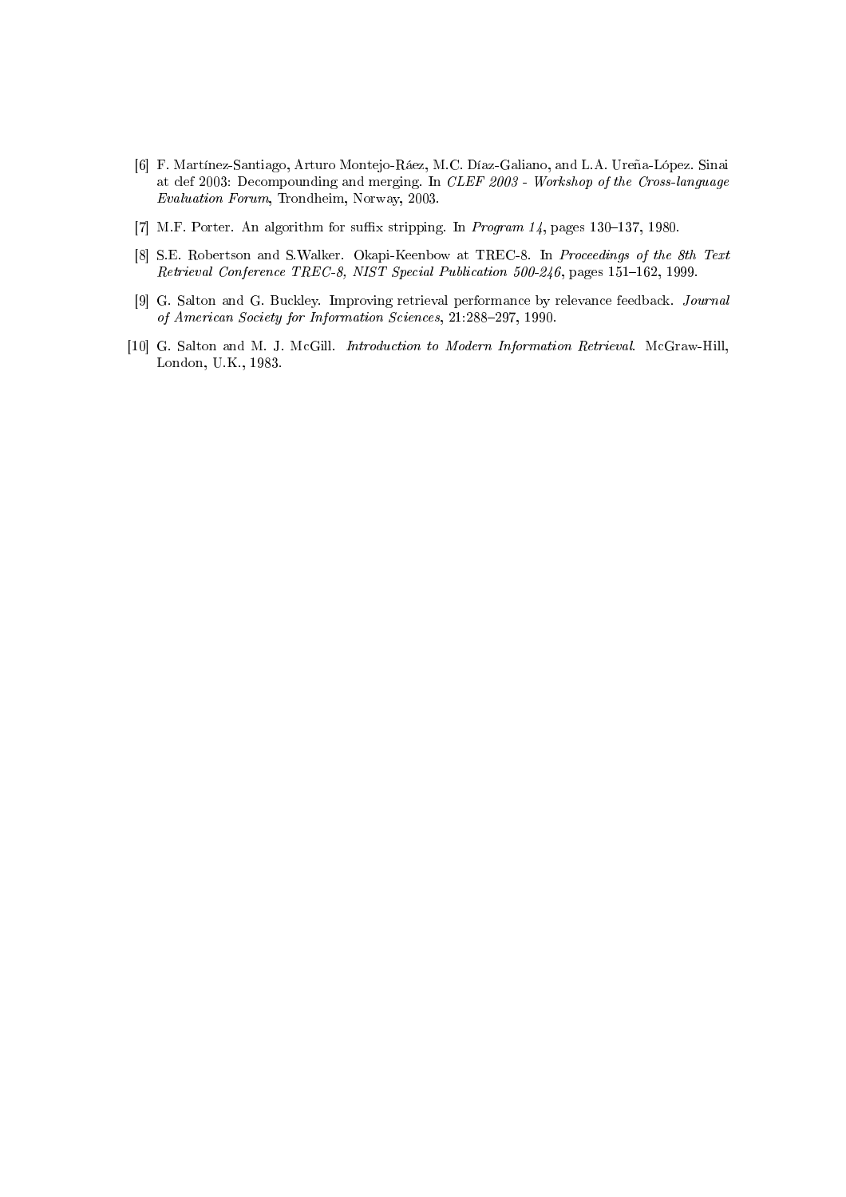[6] F. Martínez-Santiago, Arturo Montejo-Ráez, M.C. Díaz-Galiano, and L.A. Ureña-López. Sinai at clef 2003: Decompounding and merging. In *CLEF 2003 - Workshop of the Cross-language Evaluation Forum*, Trondheim, Norway, 2003.

[7] M.F. Porter. An algorithm for suffix stripping. In *Program 14*, pages 130–137, 1980.

[8] S.E. Robertson and S.Walker. Okapi-Keenbow at TREC-8. In *Proceedings of the 8th Text Retrieval Conference TREC-8, NIST Special Publication 500-246*, pages 151–162, 1999.

[9] G. Salton and G. Buckley. Improving retrieval performance by relevance feedback. *Journal of American Society for Information Sciences*, 21:288–297, 1990.

[10] G. Salton and M. J. McGill. *Introduction to Modern Information Retrieval*. McGraw-Hill, London, U.K., 1983.